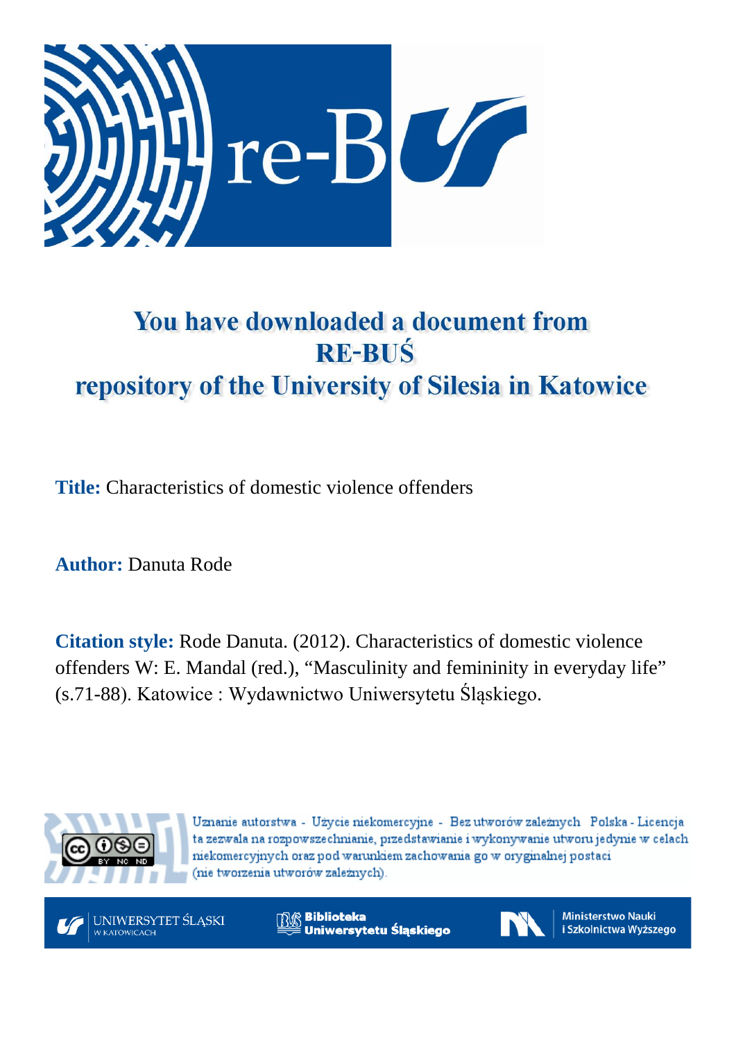# You have downloaded a document from RE-BUŚ repository of the University of Silesia in Katowice

**Title:** Characteristics of domestic violence offenders

**Author:** Danuta Rode

**Citation style:** Rode Danuta. (2012). Characteristics of domestic violence offenders W: E. Mandal (red.), "Masculinity and femininity in everyday life" (s.71-88). Katowice : Wydawnictwo Uniwersytetu Śląskiego.

Uznanie autorstwa - Użycie niekomercyjne - Bez utworów zależnych Polska - Licencja ta zezwala na rozpowszechnianie, przedstawianie i wykonywanie utworu jedynie w celach niekomercyjnych oraz pod warunkiem zachowania go w oryginalnej postaci (nie tworzenia utworów zależnych).

UNIWERSYTET ŚLĄSKI W KATOWICACH | Biblioteka Uniwersytetu Śląskiego | Ministerstwo Nauki i Szkolnictwa Wyższego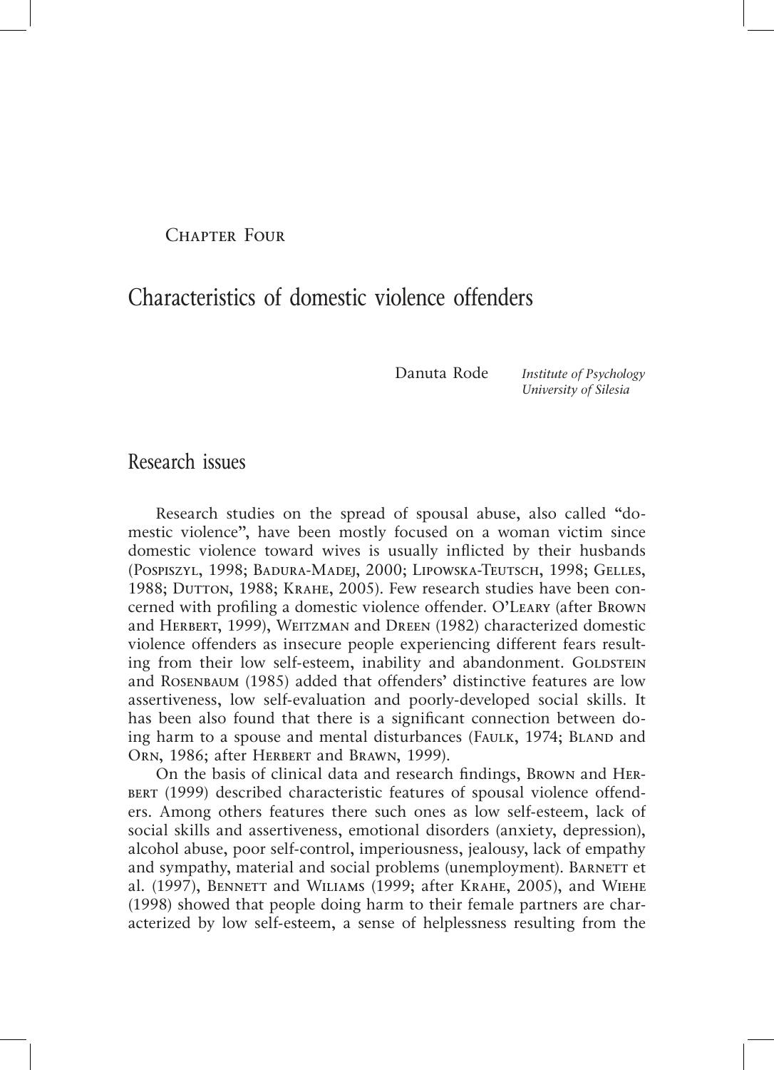Chapter Four

# Characteristics of domestic violence offenders

Danuta Rode *Institute of Psychology University of Silesia*

## Research issues

Research studies on the spread of spousal abuse, also called "domestic violence", have been mostly focused on a woman victim since domestic violence toward wives is usually inflicted by their husbands (Pospiszyl, 1998; Badura-Madej, 2000; Lipowska-Teutsch, 1998; Gelles, 1988; Dutton, 1988; Krahe, 2005). Few research studies have been concerned with profiling a domestic violence offender. O'Leary (after Brown and Herbert, 1999), Weitzman and Dreen (1982) characterized domestic violence offenders as insecure people experiencing different fears resulting from their low self-esteem, inability and abandonment. Goldstein and Rosenbaum (1985) added that offenders' distinctive features are low assertiveness, low self-evaluation and poorly-developed social skills. It has been also found that there is a significant connection between doing harm to a spouse and mental disturbances (Faulk, 1974; Bland and Orn, 1986; after Herbert and Brawn, 1999).

On the basis of clinical data and research findings, Brown and Herbert (1999) described characteristic features of spousal violence offenders. Among others features there such ones as low self-esteem, lack of social skills and assertiveness, emotional disorders (anxiety, depression), alcohol abuse, poor self-control, imperiousness, jealousy, lack of empathy and sympathy, material and social problems (unemployment). Barnett et al. (1997), Bennett and Wiliams (1999; after Krahe, 2005), and Wiehe (1998) showed that people doing harm to their female partners are characterized by low self-esteem, a sense of helplessness resulting from the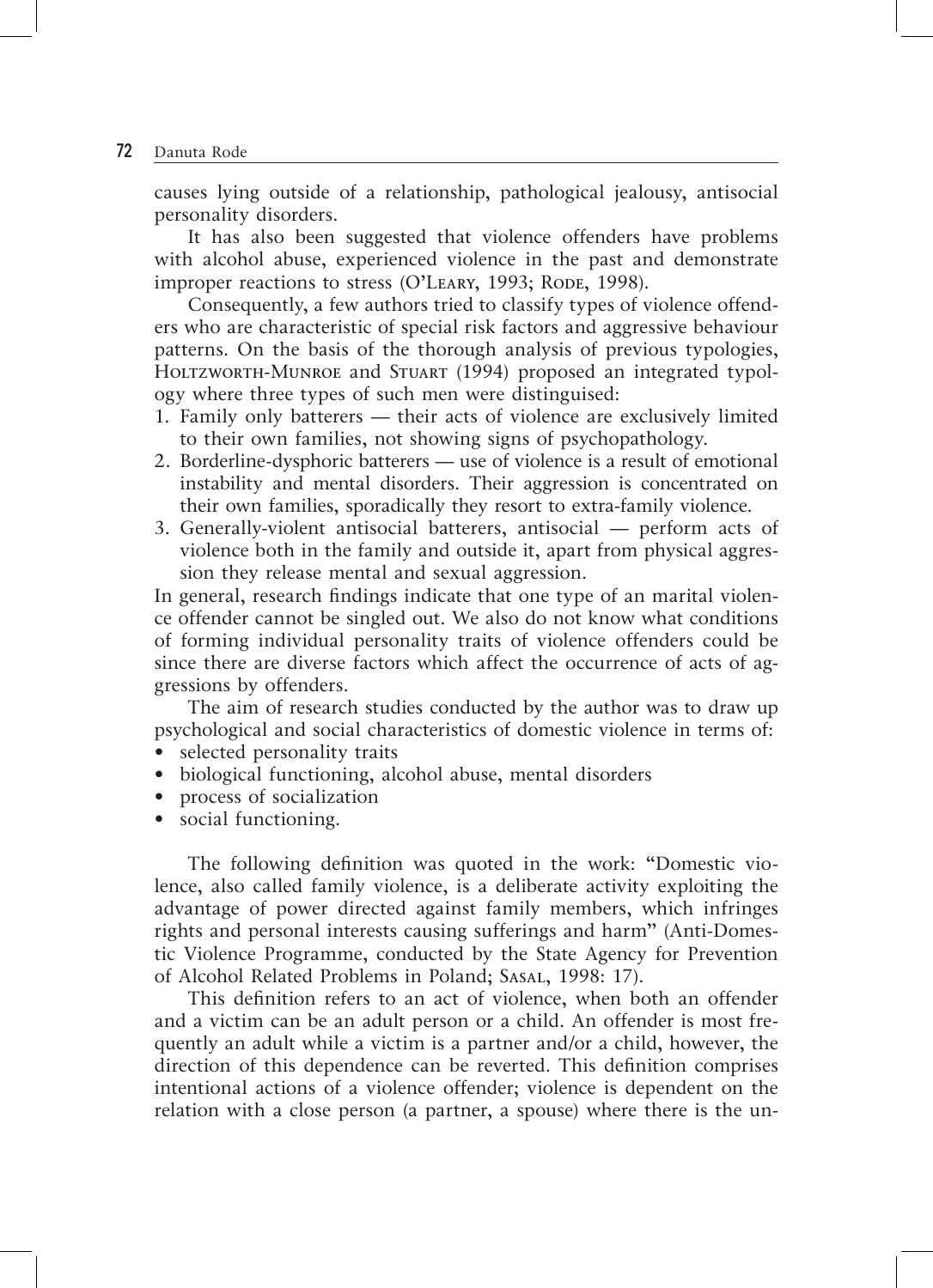causes lying outside of a relationship, pathological jealousy, antisocial personality disorders.

It has also been suggested that violence offenders have problems with alcohol abuse, experienced violence in the past and demonstrate improper reactions to stress (O'Leary, 1993; Rode, 1998).

Consequently, a few authors tried to classify types of violence offenders who are characteristic of special risk factors and aggressive behaviour patterns. On the basis of the thorough analysis of previous typologies, Holtzworth-Munroe and Stuart (1994) proposed an integrated typology where three types of such men were distinguised:

1. Family only batterers — their acts of violence are exclusively limited to their own families, not showing signs of psychopathology.
2. Borderline-dysphoric batterers — use of violence is a result of emotional instability and mental disorders. Their aggression is concentrated on their own families, sporadically they resort to extra-family violence.
3. Generally-violent antisocial batterers, antisocial — perform acts of violence both in the family and outside it, apart from physical aggression they release mental and sexual aggression.

In general, research findings indicate that one type of an marital violence offender cannot be singled out. We also do not know what conditions of forming individual personality traits of violence offenders could be since there are diverse factors which affect the occurrence of acts of aggressions by offenders.

The aim of research studies conducted by the author was to draw up psychological and social characteristics of domestic violence in terms of:

- selected personality traits
- biological functioning, alcohol abuse, mental disorders
- process of socialization
- social functioning.

The following definition was quoted in the work: "Domestic violence, also called family violence, is a deliberate activity exploiting the advantage of power directed against family members, which infringes rights and personal interests causing sufferings and harm" (Anti-Domestic Violence Programme, conducted by the State Agency for Prevention of Alcohol Related Problems in Poland; Sasal, 1998: 17).

This definition refers to an act of violence, when both an offender and a victim can be an adult person or a child. An offender is most frequently an adult while a victim is a partner and/or a child, however, the direction of this dependence can be reverted. This definition comprises intentional actions of a violence offender; violence is dependent on the relation with a close person (a partner, a spouse) where there is the un-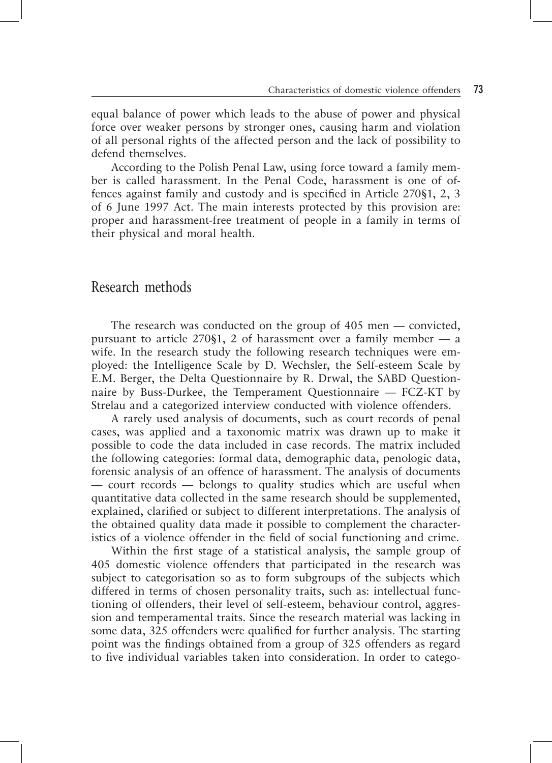equal balance of power which leads to the abuse of power and physical force over weaker persons by stronger ones, causing harm and violation of all personal rights of the affected person and the lack of possibility to defend themselves.

According to the Polish Penal Law, using force toward a family member is called harassment. In the Penal Code, harassment is one of offences against family and custody and is specified in Article 270§1, 2, 3 of 6 June 1997 Act. The main interests protected by this provision are: proper and harassment-free treatment of people in a family in terms of their physical and moral health.

## Research methods

The research was conducted on the group of 405 men — convicted, pursuant to article 270§1, 2 of harassment over a family member — a wife. In the research study the following research techniques were employed: the Intelligence Scale by D. Wechsler, the Self-esteem Scale by E.M. Berger, the Delta Questionnaire by R. Drwal, the SABD Questionnaire by Buss-Durkee, the Temperament Questionnaire — FCZ-KT by Strelau and a categorized interview conducted with violence offenders.

A rarely used analysis of documents, such as court records of penal cases, was applied and a taxonomic matrix was drawn up to make it possible to code the data included in case records. The matrix included the following categories: formal data, demographic data, penologic data, forensic analysis of an offence of harassment. The analysis of documents — court records — belongs to quality studies which are useful when quantitative data collected in the same research should be supplemented, explained, clarified or subject to different interpretations. The analysis of the obtained quality data made it possible to complement the characteristics of a violence offender in the field of social functioning and crime.

Within the first stage of a statistical analysis, the sample group of 405 domestic violence offenders that participated in the research was subject to categorisation so as to form subgroups of the subjects which differed in terms of chosen personality traits, such as: intellectual functioning of offenders, their level of self-esteem, behaviour control, aggression and temperamental traits. Since the research material was lacking in some data, 325 offenders were qualified for further analysis. The starting point was the findings obtained from a group of 325 offenders as regard to five individual variables taken into consideration. In order to catego-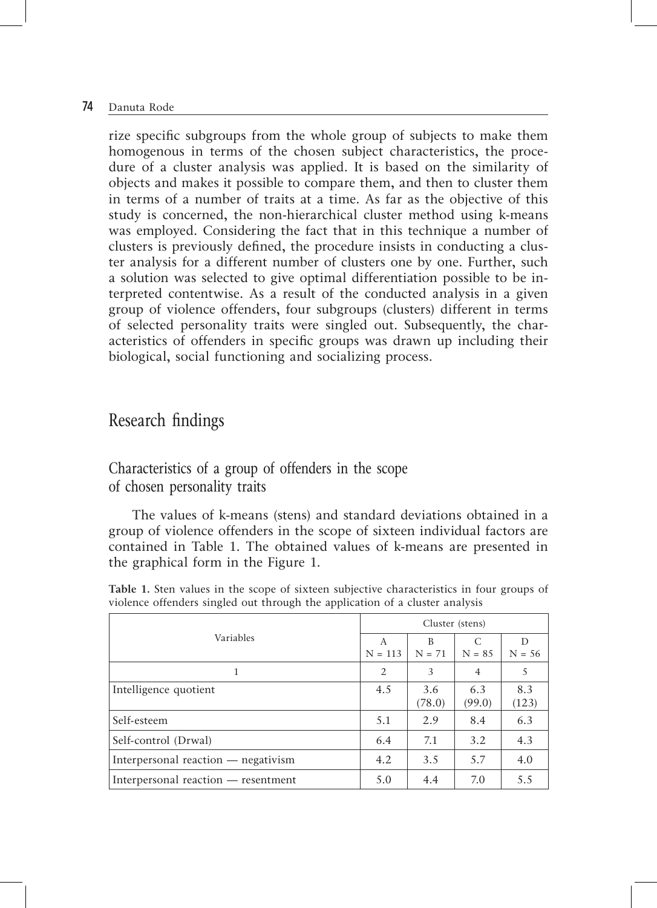rize specific subgroups from the whole group of subjects to make them homogenous in terms of the chosen subject characteristics, the procedure of a cluster analysis was applied. It is based on the similarity of objects and makes it possible to compare them, and then to cluster them in terms of a number of traits at a time. As far as the objective of this study is concerned, the non-hierarchical cluster method using k-means was employed. Considering the fact that in this technique a number of clusters is previously defined, the procedure insists in conducting a cluster analysis for a different number of clusters one by one. Further, such a solution was selected to give optimal differentiation possible to be interpreted contentwise. As a result of the conducted analysis in a given group of violence offenders, four subgroups (clusters) different in terms of selected personality traits were singled out. Subsequently, the characteristics of offenders in specific groups was drawn up including their biological, social functioning and socializing process.

## Research findings

### Characteristics of a group of offenders in the scope of chosen personality traits

The values of k-means (stens) and standard deviations obtained in a group of violence offenders in the scope of sixteen individual factors are contained in Table 1. The obtained values of k-means are presented in the graphical form in the Figure 1.

**Table 1.** Sten values in the scope of sixteen subjective characteristics in four groups of violence offenders singled out through the application of a cluster analysis

| Variables | Cluster (stens) | | | |
|---|---|---|---|---|
| | A<br>N = 113 | B<br>N = 71 | C<br>N = 85 | D<br>N = 56 |
| 1 | 2 | 3 | 4 | 5 |
| Intelligence quotient | 4.5 | 3.6<br>(78.0) | 6.3<br>(99.0) | 8.3<br>(123) |
| Self-esteem | 5.1 | 2.9 | 8.4 | 6.3 |
| Self-control (Drwal) | 6.4 | 7.1 | 3.2 | 4.3 |
| Interpersonal reaction — negativism | 4.2 | 3.5 | 5.7 | 4.0 |
| Interpersonal reaction — resentment | 5.0 | 4.4 | 7.0 | 5.5 |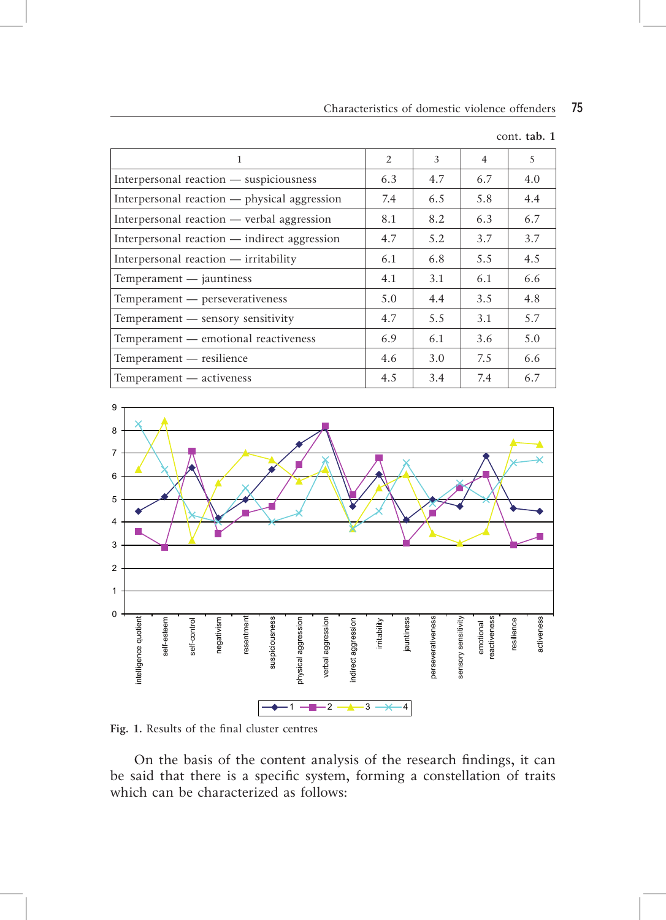cont. **tab. 1**

| 1 | 2 | 3 | 4 | 5 |
|---|---|---|---|---|
| Interpersonal reaction — suspiciousness | 6.3 | 4.7 | 6.7 | 4.0 |
| Interpersonal reaction — physical aggression | 7.4 | 6.5 | 5.8 | 4.4 |
| Interpersonal reaction — verbal aggression | 8.1 | 8.2 | 6.3 | 6.7 |
| Interpersonal reaction — indirect aggression | 4.7 | 5.2 | 3.7 | 3.7 |
| Interpersonal reaction — irritability | 6.1 | 6.8 | 5.5 | 4.5 |
| Temperament — jauntiness | 4.1 | 3.1 | 6.1 | 6.6 |
| Temperament — perseverativeness | 5.0 | 4.4 | 3.5 | 4.8 |
| Temperament — sensory sensitivity | 4.7 | 5.5 | 3.1 | 5.7 |
| Temperament — emotional reactiveness | 6.9 | 6.1 | 3.6 | 5.0 |
| Temperament — resilience | 4.6 | 3.0 | 7.5 | 6.6 |
| Temperament — activeness | 4.5 | 3.4 | 7.4 | 6.7 |

Fig. 1. Results of the final cluster centres

On the basis of the content analysis of the research findings, it can be said that there is a specific system, forming a constellation of traits which can be characterized as follows: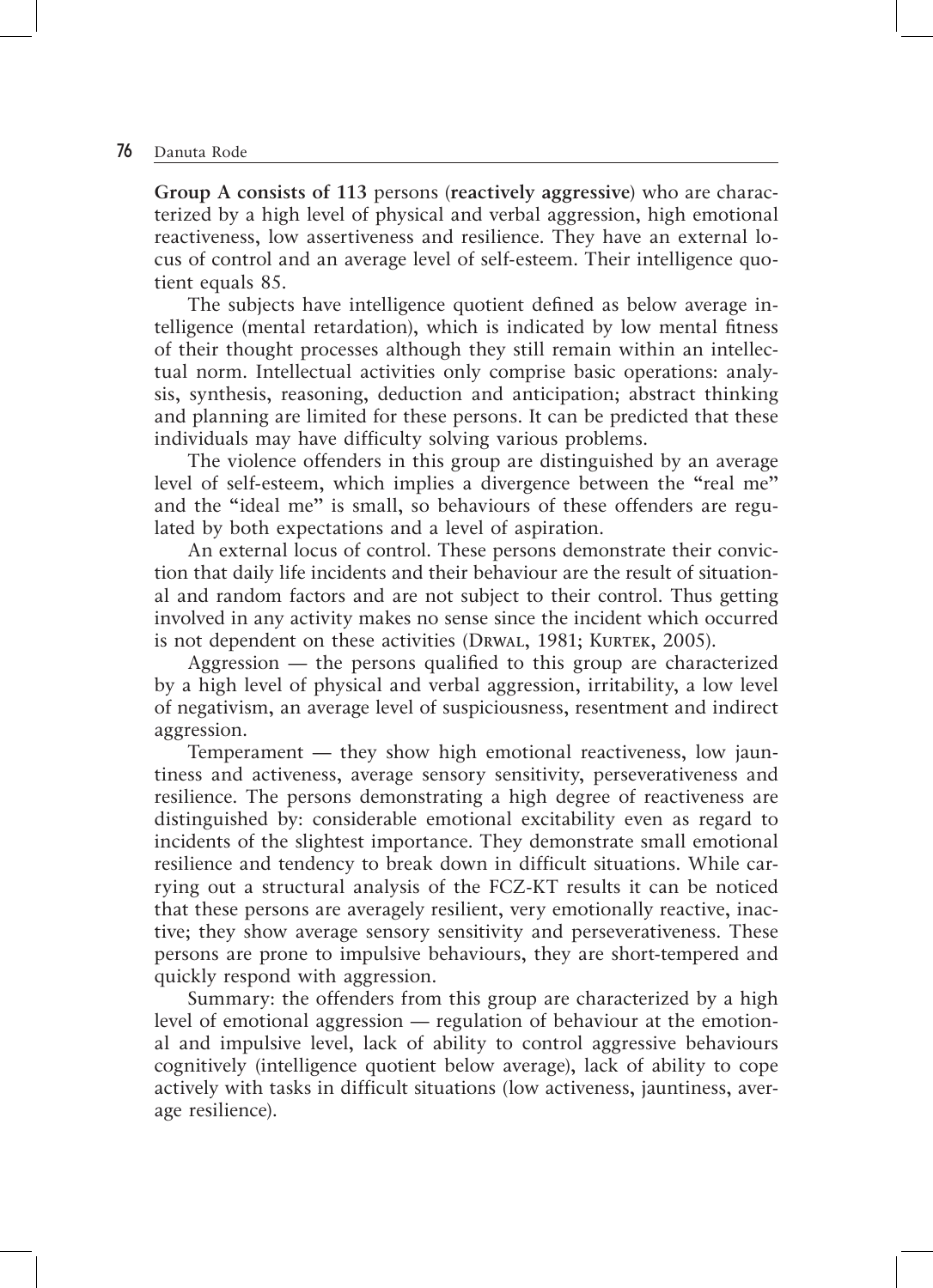**Group A consists of 113** persons (**reactively aggressive**) who are characterized by a high level of physical and verbal aggression, high emotional reactiveness, low assertiveness and resilience. They have an external locus of control and an average level of self-esteem. Their intelligence quotient equals 85.

The subjects have intelligence quotient defined as below average intelligence (mental retardation), which is indicated by low mental fitness of their thought processes although they still remain within an intellectual norm. Intellectual activities only comprise basic operations: analysis, synthesis, reasoning, deduction and anticipation; abstract thinking and planning are limited for these persons. It can be predicted that these individuals may have difficulty solving various problems.

The violence offenders in this group are distinguished by an average level of self-esteem, which implies a divergence between the "real me" and the "ideal me" is small, so behaviours of these offenders are regulated by both expectations and a level of aspiration.

An external locus of control. These persons demonstrate their conviction that daily life incidents and their behaviour are the result of situational and random factors and are not subject to their control. Thus getting involved in any activity makes no sense since the incident which occurred is not dependent on these activities (Drwal, 1981; Kurtek, 2005).

Aggression — the persons qualified to this group are characterized by a high level of physical and verbal aggression, irritability, a low level of negativism, an average level of suspiciousness, resentment and indirect aggression.

Temperament — they show high emotional reactiveness, low jauntiness and activeness, average sensory sensitivity, perseverativeness and resilience. The persons demonstrating a high degree of reactiveness are distinguished by: considerable emotional excitability even as regard to incidents of the slightest importance. They demonstrate small emotional resilience and tendency to break down in difficult situations. While carrying out a structural analysis of the FCZ-KT results it can be noticed that these persons are averagely resilient, very emotionally reactive, inactive; they show average sensory sensitivity and perseverativeness. These persons are prone to impulsive behaviours, they are short-tempered and quickly respond with aggression.

Summary: the offenders from this group are characterized by a high level of emotional aggression — regulation of behaviour at the emotional and impulsive level, lack of ability to control aggressive behaviours cognitively (intelligence quotient below average), lack of ability to cope actively with tasks in difficult situations (low activeness, jauntiness, average resilience).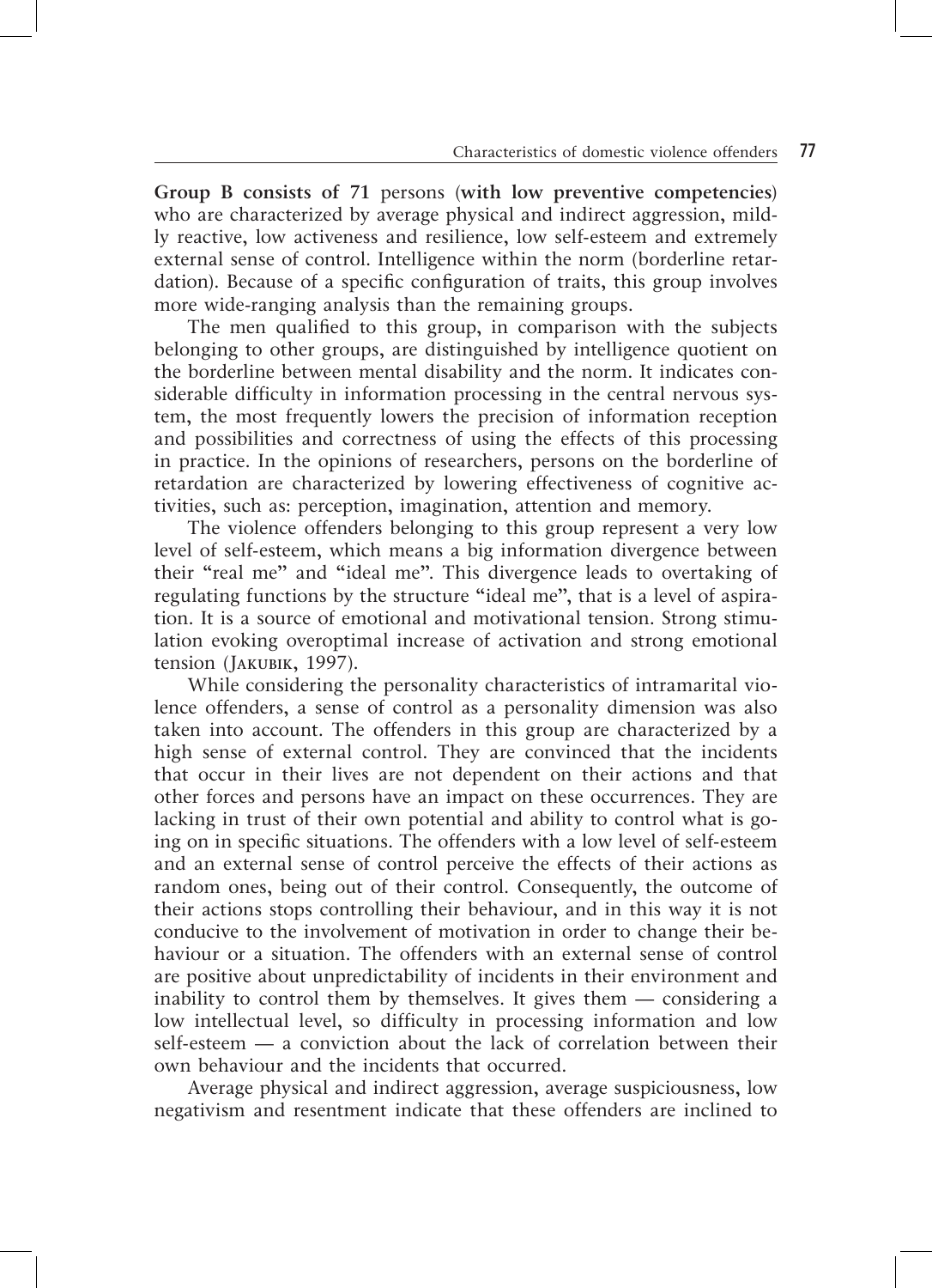**Group B consists of 71** persons (**with low preventive competencies**) who are characterized by average physical and indirect aggression, mildly reactive, low activeness and resilience, low self-esteem and extremely external sense of control. Intelligence within the norm (borderline retardation). Because of a specific configuration of traits, this group involves more wide-ranging analysis than the remaining groups.

The men qualified to this group, in comparison with the subjects belonging to other groups, are distinguished by intelligence quotient on the borderline between mental disability and the norm. It indicates considerable difficulty in information processing in the central nervous system, the most frequently lowers the precision of information reception and possibilities and correctness of using the effects of this processing in practice. In the opinions of researchers, persons on the borderline of retardation are characterized by lowering effectiveness of cognitive activities, such as: perception, imagination, attention and memory.

The violence offenders belonging to this group represent a very low level of self-esteem, which means a big information divergence between their "real me" and "ideal me". This divergence leads to overtaking of regulating functions by the structure "ideal me", that is a level of aspiration. It is a source of emotional and motivational tension. Strong stimulation evoking overoptimal increase of activation and strong emotional tension (Jakubik, 1997).

While considering the personality characteristics of intramarital violence offenders, a sense of control as a personality dimension was also taken into account. The offenders in this group are characterized by a high sense of external control. They are convinced that the incidents that occur in their lives are not dependent on their actions and that other forces and persons have an impact on these occurrences. They are lacking in trust of their own potential and ability to control what is going on in specific situations. The offenders with a low level of self-esteem and an external sense of control perceive the effects of their actions as random ones, being out of their control. Consequently, the outcome of their actions stops controlling their behaviour, and in this way it is not conducive to the involvement of motivation in order to change their behaviour or a situation. The offenders with an external sense of control are positive about unpredictability of incidents in their environment and inability to control them by themselves. It gives them — considering a low intellectual level, so difficulty in processing information and low self-esteem — a conviction about the lack of correlation between their own behaviour and the incidents that occurred.

Average physical and indirect aggression, average suspiciousness, low negativism and resentment indicate that these offenders are inclined to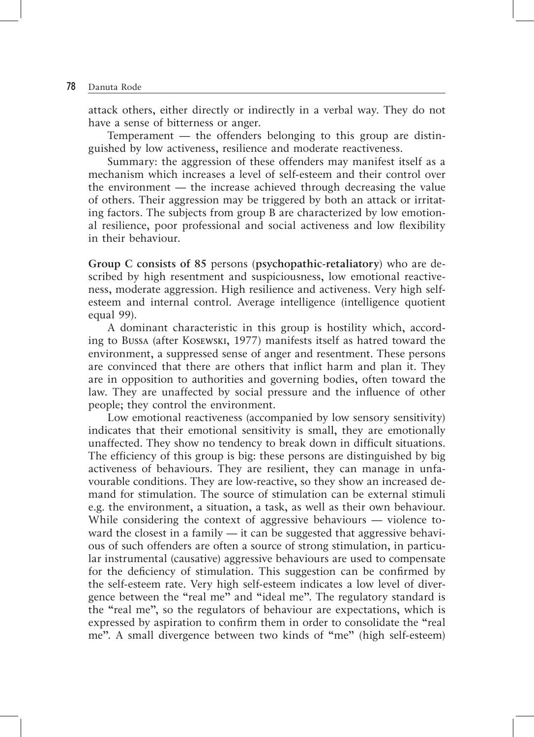attack others, either directly or indirectly in a verbal way. They do not have a sense of bitterness or anger.

Temperament — the offenders belonging to this group are distinguished by low activeness, resilience and moderate reactiveness.

Summary: the aggression of these offenders may manifest itself as a mechanism which increases a level of self-esteem and their control over the environment — the increase achieved through decreasing the value of others. Their aggression may be triggered by both an attack or irritating factors. The subjects from group B are characterized by low emotional resilience, poor professional and social activeness and low flexibility in their behaviour.

**Group C consists of 85** persons (**psychopathic-retaliatory**) who are described by high resentment and suspiciousness, low emotional reactiveness, moderate aggression. High resilience and activeness. Very high self-esteem and internal control. Average intelligence (intelligence quotient equal 99).

A dominant characteristic in this group is hostility which, according to Bussa (after Kosewski, 1977) manifests itself as hatred toward the environment, a suppressed sense of anger and resentment. These persons are convinced that there are others that inflict harm and plan it. They are in opposition to authorities and governing bodies, often toward the law. They are unaffected by social pressure and the influence of other people; they control the environment.

Low emotional reactiveness (accompanied by low sensory sensitivity) indicates that their emotional sensitivity is small, they are emotionally unaffected. They show no tendency to break down in difficult situations. The efficiency of this group is big: these persons are distinguished by big activeness of behaviours. They are resilient, they can manage in unfavourable conditions. They are low-reactive, so they show an increased demand for stimulation. The source of stimulation can be external stimuli e.g. the environment, a situation, a task, as well as their own behaviour. While considering the context of aggressive behaviours — violence toward the closest in a family — it can be suggested that aggressive behaviours of such offenders are often a source of strong stimulation, in particular instrumental (causative) aggressive behaviours are used to compensate for the deficiency of stimulation. This suggestion can be confirmed by the self-esteem rate. Very high self-esteem indicates a low level of divergence between the "real me" and "ideal me". The regulatory standard is the "real me", so the regulators of behaviour are expectations, which is expressed by aspiration to confirm them in order to consolidate the "real me". A small divergence between two kinds of "me" (high self-esteem)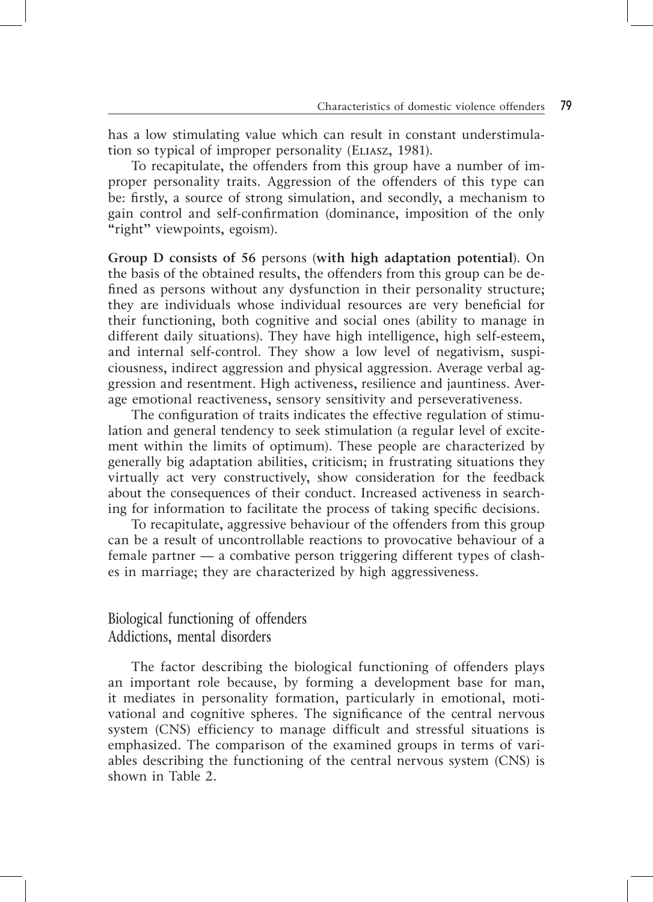has a low stimulating value which can result in constant understimulation so typical of improper personality (Eliasz, 1981).

To recapitulate, the offenders from this group have a number of improper personality traits. Aggression of the offenders of this type can be: firstly, a source of strong simulation, and secondly, a mechanism to gain control and self-confirmation (dominance, imposition of the only "right" viewpoints, egoism).

**Group D consists of 56** persons (**with high adaptation potential**). On the basis of the obtained results, the offenders from this group can be defined as persons without any dysfunction in their personality structure; they are individuals whose individual resources are very beneficial for their functioning, both cognitive and social ones (ability to manage in different daily situations). They have high intelligence, high self-esteem, and internal self-control. They show a low level of negativism, suspiciousness, indirect aggression and physical aggression. Average verbal aggression and resentment. High activeness, resilience and jauntiness. Average emotional reactiveness, sensory sensitivity and perseverativeness.

The configuration of traits indicates the effective regulation of stimulation and general tendency to seek stimulation (a regular level of excitement within the limits of optimum). These people are characterized by generally big adaptation abilities, criticism; in frustrating situations they virtually act very constructively, show consideration for the feedback about the consequences of their conduct. Increased activeness in searching for information to facilitate the process of taking specific decisions.

To recapitulate, aggressive behaviour of the offenders from this group can be a result of uncontrollable reactions to provocative behaviour of a female partner — a combative person triggering different types of clashes in marriage; they are characterized by high aggressiveness.

## Biological functioning of offenders
### Addictions, mental disorders

The factor describing the biological functioning of offenders plays an important role because, by forming a development base for man, it mediates in personality formation, particularly in emotional, motivational and cognitive spheres. The significance of the central nervous system (CNS) efficiency to manage difficult and stressful situations is emphasized. The comparison of the examined groups in terms of variables describing the functioning of the central nervous system (CNS) is shown in Table 2.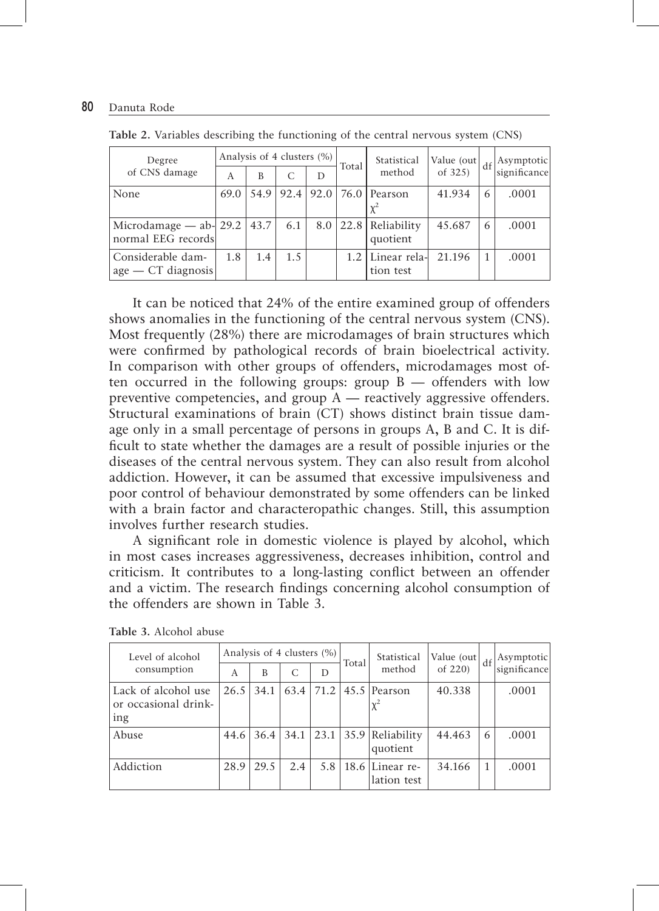**Table 2.** Variables describing the functioning of the central nervous system (CNS)

| Degree of CNS damage | Analysis of 4 clusters (%) | | | | Total | Statistical method | Value (out of 325) | df | Asymptotic significance |
|---|---|---|---|---|---|---|---|---|---|
| | A | B | C | D | | | | | |
| None | 69.0 | 54.9 | 92.4 | 92.0 | 76.0 | Pearson $\chi^2$ | 41.934 | 6 | .0001 |
| Microdamage — abnormal EEG records | 29.2 | 43.7 | 6.1 | 8.0 | 22.8 | Reliability quotient | 45.687 | 6 | .0001 |
| Considerable damage — CT diagnosis | 1.8 | 1.4 | 1.5 | | 1.2 | Linear relation test | 21.196 | 1 | .0001 |

It can be noticed that 24% of the entire examined group of offenders shows anomalies in the functioning of the central nervous system (CNS). Most frequently (28%) there are microdamages of brain structures which were confirmed by pathological records of brain bioelectrical activity. In comparison with other groups of offenders, microdamages most often occurred in the following groups: group B — offenders with low preventive competencies, and group A — reactively aggressive offenders. Structural examinations of brain (CT) shows distinct brain tissue damage only in a small percentage of persons in groups A, B and C. It is difficult to state whether the damages are a result of possible injuries or the diseases of the central nervous system. They can also result from alcohol addiction. However, it can be assumed that excessive impulsiveness and poor control of behaviour demonstrated by some offenders can be linked with a brain factor and characteropathic changes. Still, this assumption involves further research studies.

A significant role in domestic violence is played by alcohol, which in most cases increases aggressiveness, decreases inhibition, control and criticism. It contributes to a long-lasting conflict between an offender and a victim. The research findings concerning alcohol consumption of the offenders are shown in Table 3.

**Table 3.** Alcohol abuse

| Level of alcohol consumption | Analysis of 4 clusters (%) | | | | Total | Statistical method | Value (out of 220) | df | Asymptotic significance |
|---|---|---|---|---|---|---|---|---|---|
| | A | B | C | D | | | | | |
| Lack of alcohol use or occasional drinking | 26.5 | 34.1 | 63.4 | 71.2 | 45.5 | Pearson $\chi^2$ | 40.338 | | .0001 |
| Abuse | 44.6 | 36.4 | 34.1 | 23.1 | 35.9 | Reliability quotient | 44.463 | 6 | .0001 |
| Addiction | 28.9 | 29.5 | 2.4 | 5.8 | 18.6 | Linear relation test | 34.166 | 1 | .0001 |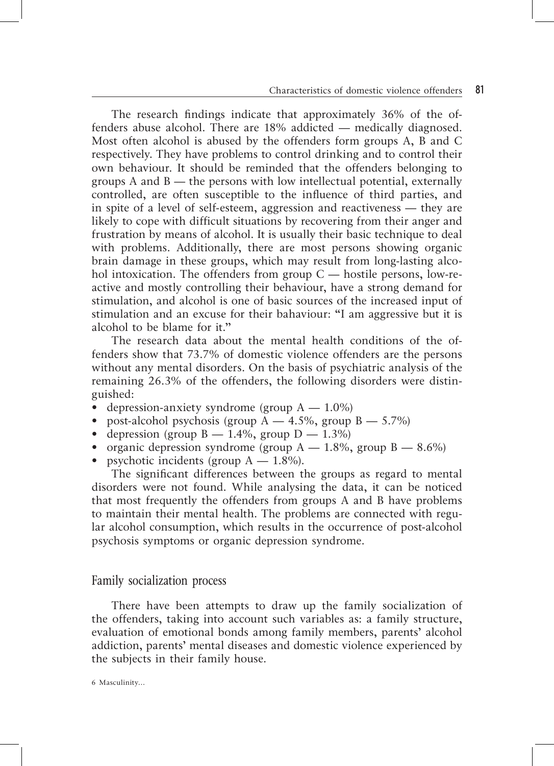The research findings indicate that approximately 36% of the offenders abuse alcohol. There are 18% addicted — medically diagnosed. Most often alcohol is abused by the offenders form groups A, B and C respectively. They have problems to control drinking and to control their own behaviour. It should be reminded that the offenders belonging to groups A and B — the persons with low intellectual potential, externally controlled, are often susceptible to the influence of third parties, and in spite of a level of self-esteem, aggression and reactiveness — they are likely to cope with difficult situations by recovering from their anger and frustration by means of alcohol. It is usually their basic technique to deal with problems. Additionally, there are most persons showing organic brain damage in these groups, which may result from long-lasting alcohol intoxication. The offenders from group C — hostile persons, low-reactive and mostly controlling their behaviour, have a strong demand for stimulation, and alcohol is one of basic sources of the increased input of stimulation and an excuse for their bahaviour: "I am aggressive but it is alcohol to be blame for it."

The research data about the mental health conditions of the offenders show that 73.7% of domestic violence offenders are the persons without any mental disorders. On the basis of psychiatric analysis of the remaining 26.3% of the offenders, the following disorders were distinguished:

- depression-anxiety syndrome (group A — 1.0%)
- post-alcohol psychosis (group A — 4.5%, group B — 5.7%)
- depression (group B — 1.4%, group D — 1.3%)
- organic depression syndrome (group A — 1.8%, group B — 8.6%)
- psychotic incidents (group A — 1.8%).

The significant differences between the groups as regard to mental disorders were not found. While analysing the data, it can be noticed that most frequently the offenders from groups A and B have problems to maintain their mental health. The problems are connected with regular alcohol consumption, which results in the occurrence of post-alcohol psychosis symptoms or organic depression syndrome.

## Family socialization process

There have been attempts to draw up the family socialization of the offenders, taking into account such variables as: a family structure, evaluation of emotional bonds among family members, parents' alcohol addiction, parents' mental diseases and domestic violence experienced by the subjects in their family house.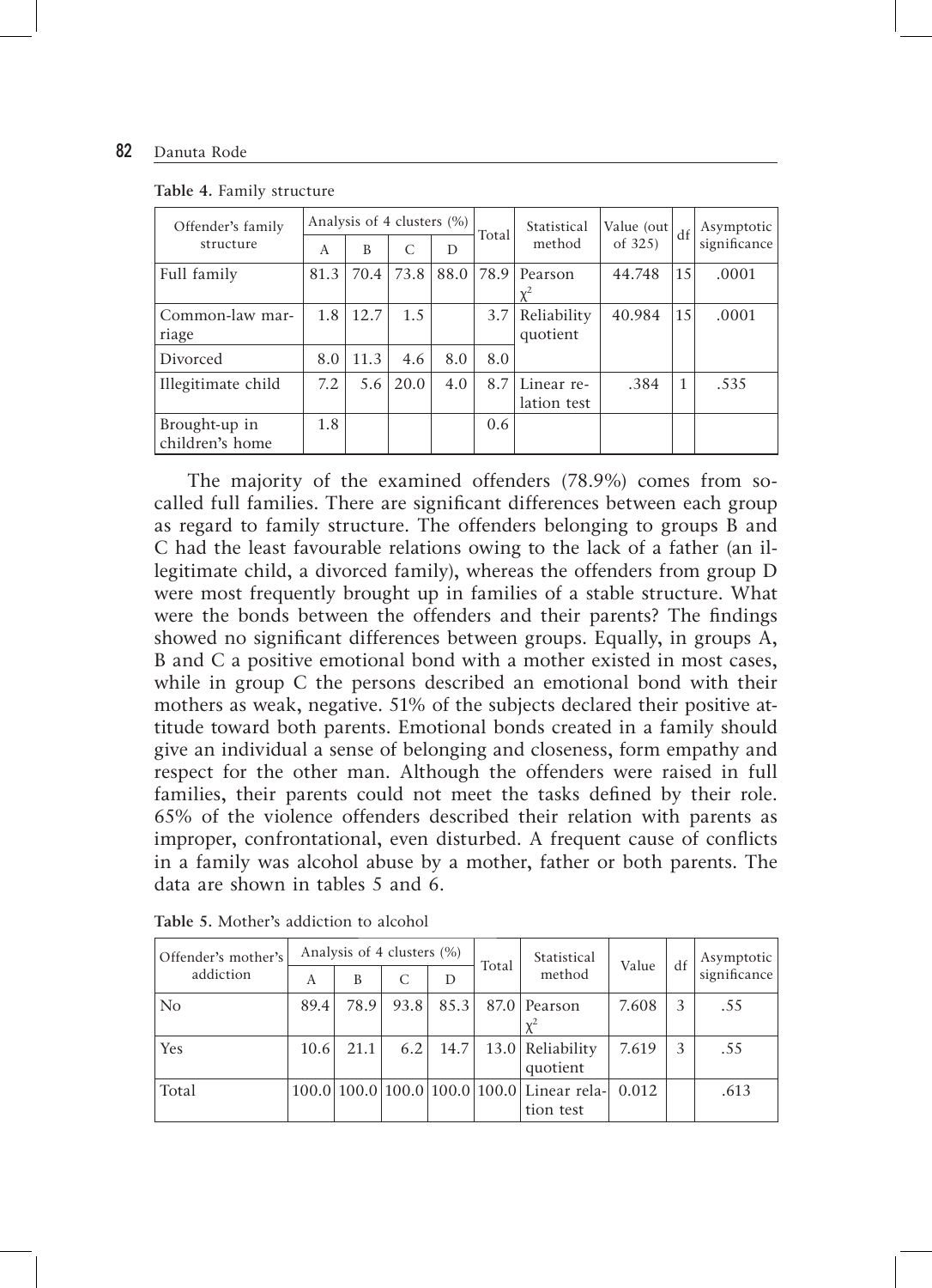**Table 4.** Family structure

| Offender's family structure | Analysis of 4 clusters (%) | | | | Total | Statistical method | Value (out of 325) | df | Asymptotic significance |
|---|---|---|---|---|---|---|---|---|---|
| | A | B | C | D | | | | | |
| Full family | 81.3 | 70.4 | 73.8 | 88.0 | 78.9 | Pearson $\chi^2$ | 44.748 | 15 | .0001 |
| Common-law marriage | 1.8 | 12.7 | 1.5 | | 3.7 | Reliability quotient | 40.984 | 15 | .0001 |
| Divorced | 8.0 | 11.3 | 4.6 | 8.0 | 8.0 | | | | |
| Illegitimate child | 7.2 | 5.6 | 20.0 | 4.0 | 8.7 | Linear relation test | .384 | 1 | .535 |
| Brought-up in children's home | 1.8 | | | | 0.6 | | | | |

The majority of the examined offenders (78.9%) comes from so-called full families. There are significant differences between each group as regard to family structure. The offenders belonging to groups B and C had the least favourable relations owing to the lack of a father (an illegitimate child, a divorced family), whereas the offenders from group D were most frequently brought up in families of a stable structure. What were the bonds between the offenders and their parents? The findings showed no significant differences between groups. Equally, in groups A, B and C a positive emotional bond with a mother existed in most cases, while in group C the persons described an emotional bond with their mothers as weak, negative. 51% of the subjects declared their positive attitude toward both parents. Emotional bonds created in a family should give an individual a sense of belonging and closeness, form empathy and respect for the other man. Although the offenders were raised in full families, their parents could not meet the tasks defined by their role. 65% of the violence offenders described their relation with parents as improper, confrontational, even disturbed. A frequent cause of conflicts in a family was alcohol abuse by a mother, father or both parents. The data are shown in tables 5 and 6.

**Table 5.** Mother's addiction to alcohol

| Offender's mother's addiction | Analysis of 4 clusters (%) | | | | Total | Statistical method | Value | df | Asymptotic significance |
|---|---|---|---|---|---|---|---|---|---|
| | A | B | C | D | | | | | |
| No | 89.4 | 78.9 | 93.8 | 85.3 | 87.0 | Pearson $\chi^2$ | 7.608 | 3 | .55 |
| Yes | 10.6 | 21.1 | 6.2 | 14.7 | 13.0 | Reliability quotient | 7.619 | 3 | .55 |
| Total | 100.0 | 100.0 | 100.0 | 100.0 | 100.0 | Linear relation test | 0.012 | | .613 |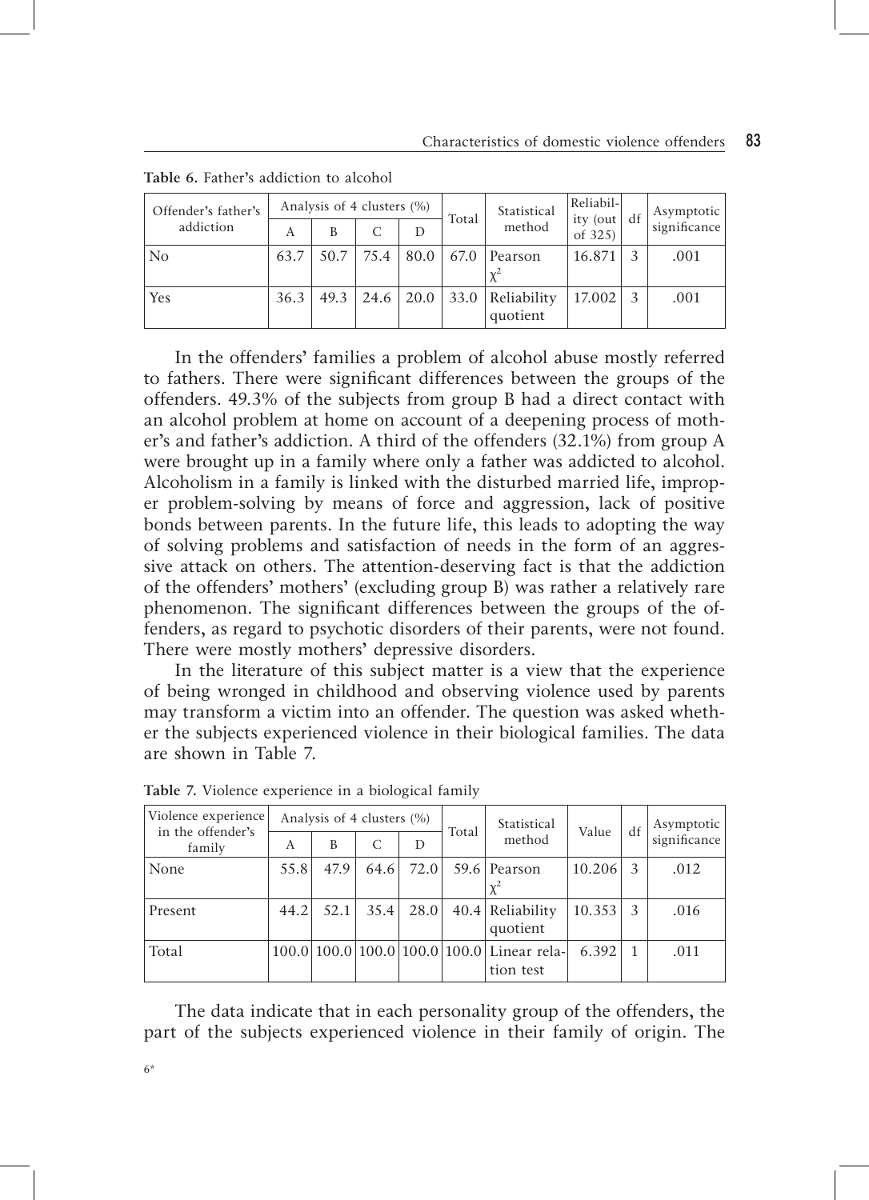**Table 6.** Father's addiction to alcohol

| Offender's father's addiction | Analysis of 4 clusters (%) | | | | Total | Statistical method | Reliability (out of 325) | df | Asymptotic significance |
|---|---|---|---|---|---|---|---|---|---|
| | A | B | C | D | | | | | |
| No | 63.7 | 50.7 | 75.4 | 80.0 | 67.0 | Pearson $\chi^2$ | 16.871 | 3 | .001 |
| Yes | 36.3 | 49.3 | 24.6 | 20.0 | 33.0 | Reliability quotient | 17.002 | 3 | .001 |

In the offenders' families a problem of alcohol abuse mostly referred to fathers. There were significant differences between the groups of the offenders. 49.3% of the subjects from group B had a direct contact with an alcohol problem at home on account of a deepening process of mother's and father's addiction. A third of the offenders (32.1%) from group A were brought up in a family where only a father was addicted to alcohol. Alcoholism in a family is linked with the disturbed married life, improper problem-solving by means of force and aggression, lack of positive bonds between parents. In the future life, this leads to adopting the way of solving problems and satisfaction of needs in the form of an aggressive attack on others. The attention-deserving fact is that the addiction of the offenders' mothers' (excluding group B) was rather a relatively rare phenomenon. The significant differences between the groups of the offenders, as regard to psychotic disorders of their parents, were not found. There were mostly mothers' depressive disorders.

In the literature of this subject matter is a view that the experience of being wronged in childhood and observing violence used by parents may transform a victim into an offender. The question was asked whether the subjects experienced violence in their biological families. The data are shown in Table 7.

**Table 7.** Violence experience in a biological family

| Violence experience in the offender's family | Analysis of 4 clusters (%) | | | | Total | Statistical method | Value | df | Asymptotic significance |
|---|---|---|---|---|---|---|---|---|---|
| | A | B | C | D | | | | | |
| None | 55.8 | 47.9 | 64.6 | 72.0 | 59.6 | Pearson $\chi^2$ | 10.206 | 3 | .012 |
| Present | 44.2 | 52.1 | 35.4 | 28.0 | 40.4 | Reliability quotient | 10.353 | 3 | .016 |
| Total | 100.0 | 100.0 | 100.0 | 100.0 | 100.0 | Linear relation test | 6.392 | 1 | .011 |

The data indicate that in each personality group of the offenders, the part of the subjects experienced violence in their family of origin. The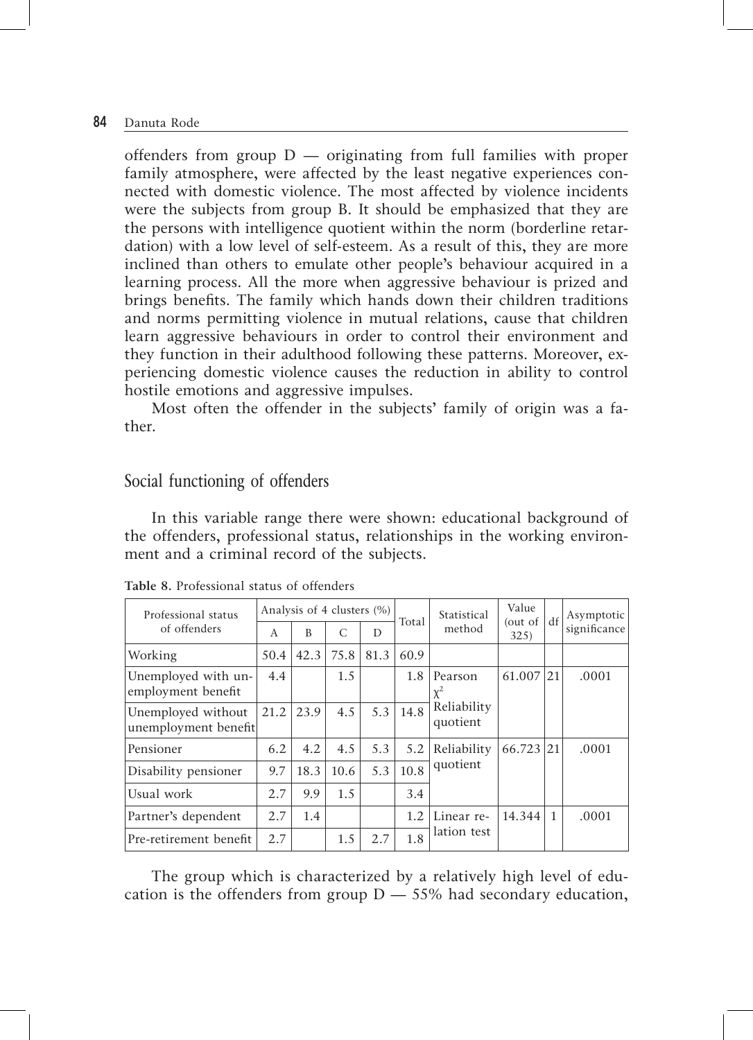offenders from group D — originating from full families with proper family atmosphere, were affected by the least negative experiences connected with domestic violence. The most affected by violence incidents were the subjects from group B. It should be emphasized that they are the persons with intelligence quotient within the norm (borderline retardation) with a low level of self-esteem. As a result of this, they are more inclined than others to emulate other people's behaviour acquired in a learning process. All the more when aggressive behaviour is prized and brings benefits. The family which hands down their children traditions and norms permitting violence in mutual relations, cause that children learn aggressive behaviours in order to control their environment and they function in their adulthood following these patterns. Moreover, experiencing domestic violence causes the reduction in ability to control hostile emotions and aggressive impulses.

Most often the offender in the subjects' family of origin was a father.

## Social functioning of offenders

In this variable range there were shown: educational background of the offenders, professional status, relationships in the working environment and a criminal record of the subjects.

**Table 8.** Professional status of offenders

| Professional status of offenders | Analysis of 4 clusters (%) | | | | Total | Statistical method | Value (out of 325) | df | Asymptotic significance |
|---|---|---|---|---|---|---|---|---|---|
| | A | B | C | D | | | | | |
| Working | 50.4 | 42.3 | 75.8 | 81.3 | 60.9 | | | | |
| Unemployed with unemployment benefit | 4.4 | | 1.5 | | 1.8 | Pearson $\chi^2$ Reliability quotient | 61.007 | 21 | .0001 |
| Unemployed without unemployment benefit | 21.2 | 23.9 | 4.5 | 5.3 | 14.8 | | | | |
| Pensioner | 6.2 | 4.2 | 4.5 | 5.3 | 5.2 | Reliability quotient | 66.723 | 21 | .0001 |
| Disability pensioner | 9.7 | 18.3 | 10.6 | 5.3 | 10.8 | | | | |
| Usual work | 2.7 | 9.9 | 1.5 | | 3.4 | | | | |
| Partner's dependent | 2.7 | 1.4 | | | 1.2 | Linear relation test | 14.344 | 1 | .0001 |
| Pre-retirement benefit | 2.7 | | 1.5 | 2.7 | 1.8 | | | | |

The group which is characterized by a relatively high level of education is the offenders from group D — 55% had secondary education,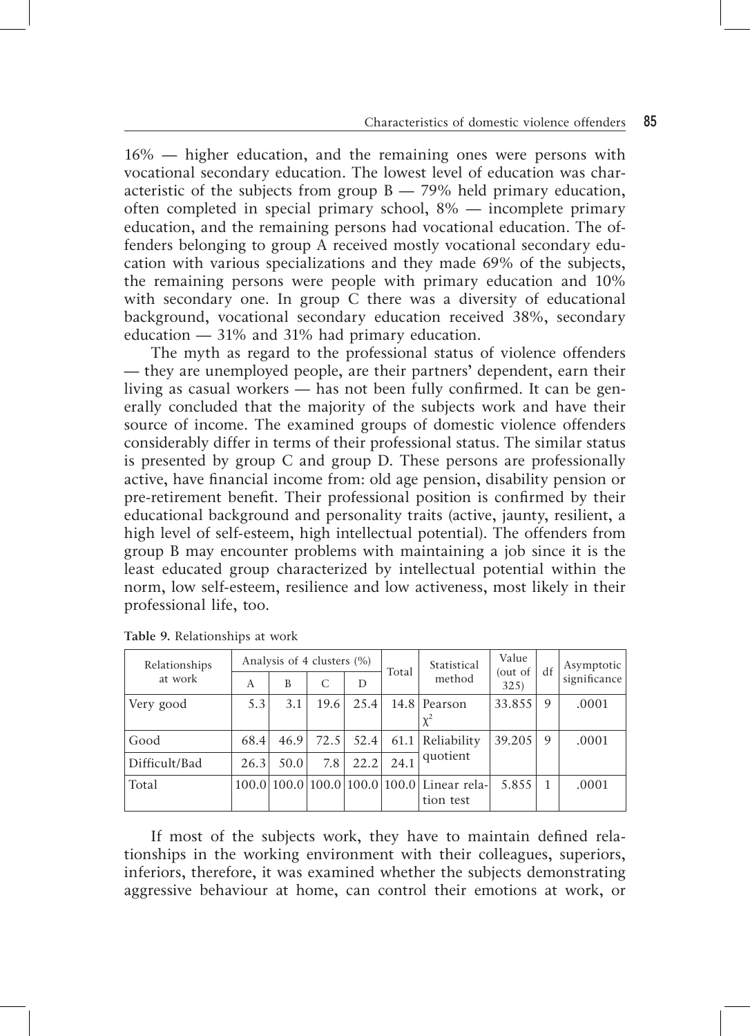16% — higher education, and the remaining ones were persons with vocational secondary education. The lowest level of education was characteristic of the subjects from group B — 79% held primary education, often completed in special primary school, 8% — incomplete primary education, and the remaining persons had vocational education. The offenders belonging to group A received mostly vocational secondary education with various specializations and they made 69% of the subjects, the remaining persons were people with primary education and 10% with secondary one. In group C there was a diversity of educational background, vocational secondary education received 38%, secondary education — 31% and 31% had primary education.

The myth as regard to the professional status of violence offenders — they are unemployed people, are their partners' dependent, earn their living as casual workers — has not been fully confirmed. It can be generally concluded that the majority of the subjects work and have their source of income. The examined groups of domestic violence offenders considerably differ in terms of their professional status. The similar status is presented by group C and group D. These persons are professionally active, have financial income from: old age pension, disability pension or pre-retirement benefit. Their professional position is confirmed by their educational background and personality traits (active, jaunty, resilient, a high level of self-esteem, high intellectual potential). The offenders from group B may encounter problems with maintaining a job since it is the least educated group characterized by intellectual potential within the norm, low self-esteem, resilience and low activeness, most likely in their professional life, too.

**Table 9.** Relationships at work

| Relationships at work | Analysis of 4 clusters (%) | | | | Total | Statistical method | Value (out of 325) | df | Asymptotic significance |
|---|---|---|---|---|---|---|---|---|---|
| | A | B | C | D | | | | | |
| Very good | 5.3 | 3.1 | 19.6 | 25.4 | 14.8 | Pearson $\chi^2$ | 33.855 | 9 | .0001 |
| Good | 68.4 | 46.9 | 72.5 | 52.4 | 61.1 | Reliability quotient | 39.205 | 9 | .0001 |
| Difficult/Bad | 26.3 | 50.0 | 7.8 | 22.2 | 24.1 | | | | |
| Total | 100.0 | 100.0 | 100.0 | 100.0 | 100.0 | Linear relation test | 5.855 | 1 | .0001 |

If most of the subjects work, they have to maintain defined relationships in the working environment with their colleagues, superiors, inferiors, therefore, it was examined whether the subjects demonstrating aggressive behaviour at home, can control their emotions at work, or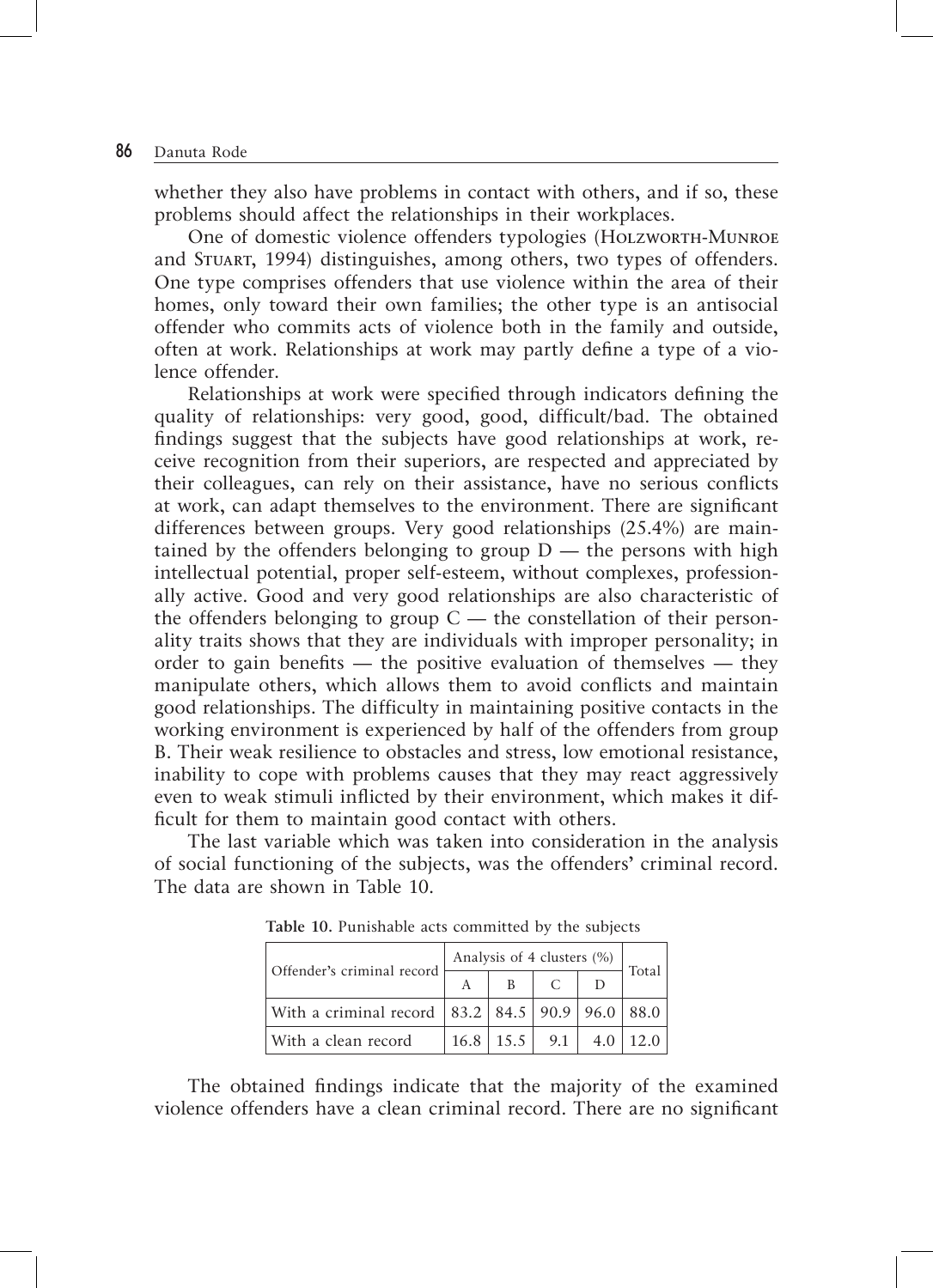whether they also have problems in contact with others, and if so, these problems should affect the relationships in their workplaces.

One of domestic violence offenders typologies (Holzworth-Munroe and Stuart, 1994) distinguishes, among others, two types of offenders. One type comprises offenders that use violence within the area of their homes, only toward their own families; the other type is an antisocial offender who commits acts of violence both in the family and outside, often at work. Relationships at work may partly define a type of a violence offender.

Relationships at work were specified through indicators defining the quality of relationships: very good, good, difficult/bad. The obtained findings suggest that the subjects have good relationships at work, receive recognition from their superiors, are respected and appreciated by their colleagues, can rely on their assistance, have no serious conflicts at work, can adapt themselves to the environment. There are significant differences between groups. Very good relationships (25.4%) are maintained by the offenders belonging to group D — the persons with high intellectual potential, proper self-esteem, without complexes, professionally active. Good and very good relationships are also characteristic of the offenders belonging to group C — the constellation of their personality traits shows that they are individuals with improper personality; in order to gain benefits — the positive evaluation of themselves — they manipulate others, which allows them to avoid conflicts and maintain good relationships. The difficulty in maintaining positive contacts in the working environment is experienced by half of the offenders from group B. Their weak resilience to obstacles and stress, low emotional resistance, inability to cope with problems causes that they may react aggressively even to weak stimuli inflicted by their environment, which makes it difficult for them to maintain good contact with others.

The last variable which was taken into consideration in the analysis of social functioning of the subjects, was the offenders' criminal record. The data are shown in Table 10.

**Table 10.** Punishable acts committed by the subjects

| Offender's criminal record | Analysis of 4 clusters (%) | | | | Total |
|---|---|---|---|---|---|
| | A | B | C | D | |
| With a criminal record | 83.2 | 84.5 | 90.9 | 96.0 | 88.0 |
| With a clean record | 16.8 | 15.5 | 9.1 | 4.0 | 12.0 |

The obtained findings indicate that the majority of the examined violence offenders have a clean criminal record. There are no significant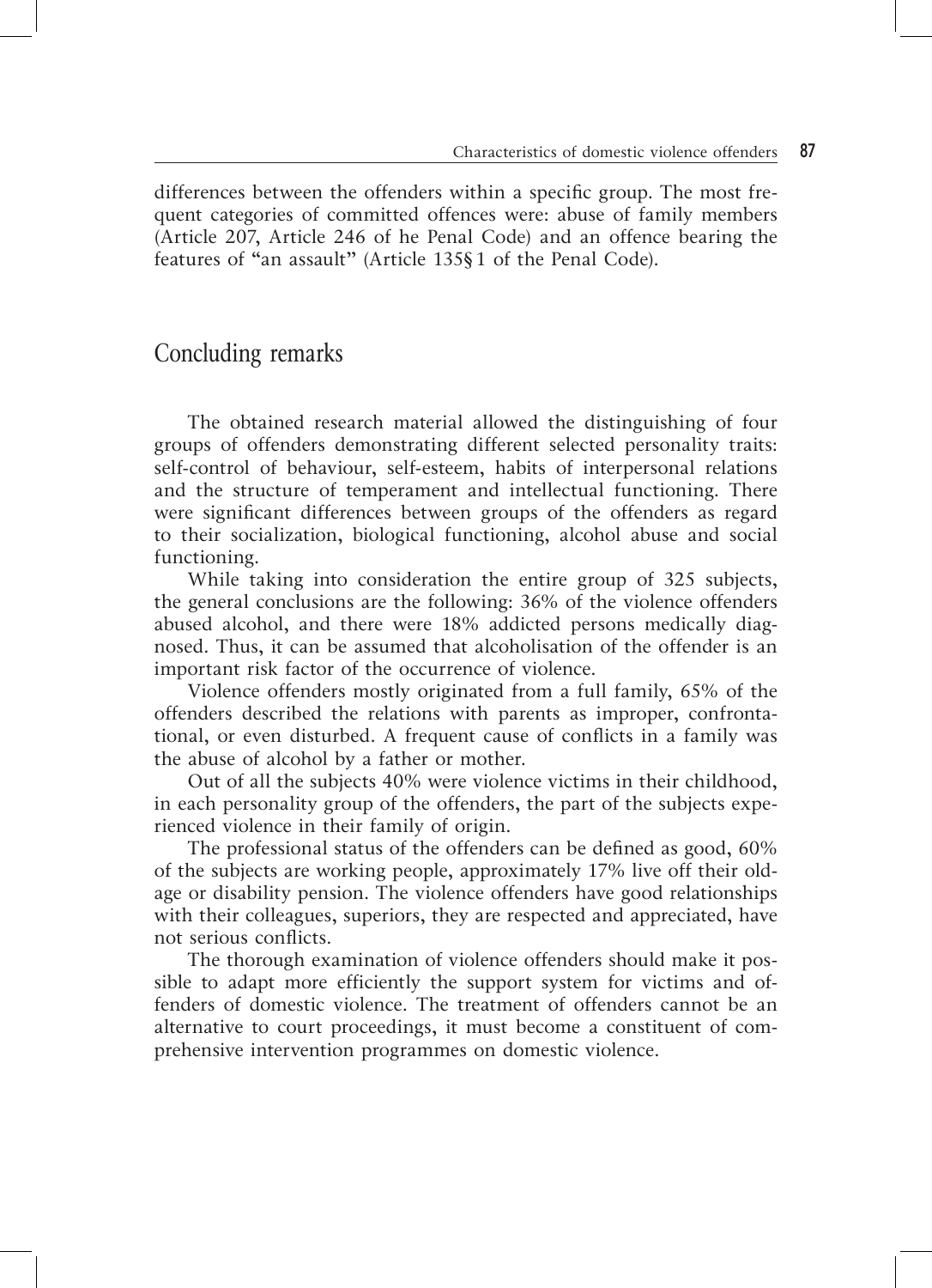differences between the offenders within a specific group. The most frequent categories of committed offences were: abuse of family members (Article 207, Article 246 of he Penal Code) and an offence bearing the features of "an assault" (Article 135§1 of the Penal Code).

## Concluding remarks

The obtained research material allowed the distinguishing of four groups of offenders demonstrating different selected personality traits: self-control of behaviour, self-esteem, habits of interpersonal relations and the structure of temperament and intellectual functioning. There were significant differences between groups of the offenders as regard to their socialization, biological functioning, alcohol abuse and social functioning.

While taking into consideration the entire group of 325 subjects, the general conclusions are the following: 36% of the violence offenders abused alcohol, and there were 18% addicted persons medically diagnosed. Thus, it can be assumed that alcoholisation of the offender is an important risk factor of the occurrence of violence.

Violence offenders mostly originated from a full family, 65% of the offenders described the relations with parents as improper, confrontational, or even disturbed. A frequent cause of conflicts in a family was the abuse of alcohol by a father or mother.

Out of all the subjects 40% were violence victims in their childhood, in each personality group of the offenders, the part of the subjects experienced violence in their family of origin.

The professional status of the offenders can be defined as good, 60% of the subjects are working people, approximately 17% live off their old-age or disability pension. The violence offenders have good relationships with their colleagues, superiors, they are respected and appreciated, have not serious conflicts.

The thorough examination of violence offenders should make it possible to adapt more efficiently the support system for victims and offenders of domestic violence. The treatment of offenders cannot be an alternative to court proceedings, it must become a constituent of comprehensive intervention programmes on domestic violence.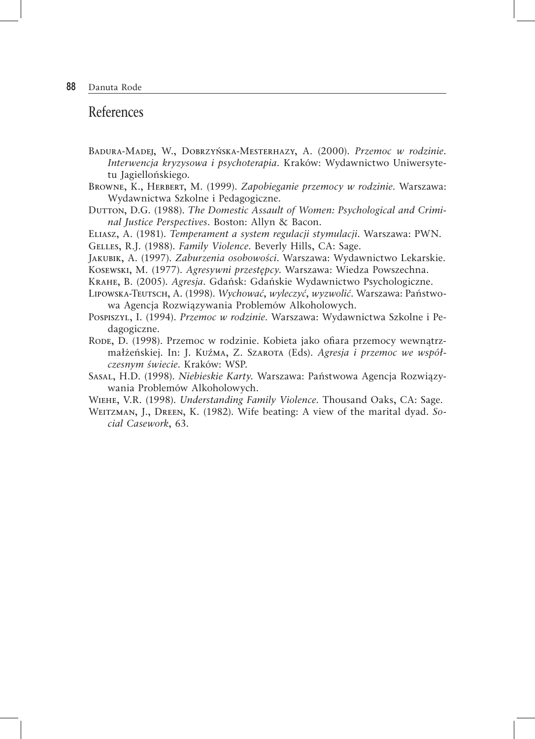## References

Badura-Madej, W., Dobrzyńska-Mesterhazy, A. (2000). *Przemoc w rodzinie. Interwencja kryzysowa i psychoterapia*. Kraków: Wydawnictwo Uniwersytetu Jagiellońskiego.

Browne, K., Herbert, M. (1999). *Zapobieganie przemocy w rodzinie*. Warszawa: Wydawnictwa Szkolne i Pedagogiczne.

Dutton, D.G. (1988). *The Domestic Assault of Women: Psychological and Criminal Justice Perspectives*. Boston: Allyn & Bacon.

Eliasz, A. (1981). *Temperament a system regulacji stymulacji*. Warszawa: PWN.

Gelles, R.J. (1988). *Family Violence*. Beverly Hills, CA: Sage.

Jakubik, A. (1997). *Zaburzenia osobowości*. Warszawa: Wydawnictwo Lekarskie.

Kosewski, M. (1977). *Agresywni przestępcy*. Warszawa: Wiedza Powszechna.

Krahe, B. (2005). *Agresja*. Gdańsk: Gdańskie Wydawnictwo Psychologiczne.

Lipowska-Teutsch, A. (1998). *Wychować, wyleczyć, wyzwolić*. Warszawa: Państwowa Agencja Rozwiązywania Problemów Alkoholowych.

Pospiszyl, I. (1994). *Przemoc w rodzinie*. Warszawa: Wydawnictwa Szkolne i Pedagogiczne.

Rode, D. (1998). Przemoc w rodzinie. Kobieta jako ofiara przemocy wewnątrzmałżeńskiej. In: J. Kuźma, Z. Szarota (Eds). *Agresja i przemoc we współczesnym świecie*. Kraków: WSP.

Sasal, H.D. (1998). *Niebieskie Karty*. Warszawa: Państwowa Agencja Rozwiązywania Problemów Alkoholowych.

Wiehe, V.R. (1998). *Understanding Family Violence*. Thousand Oaks, CA: Sage.

Weitzman, J., Dreen, K. (1982). Wife beating: A view of the marital dyad. *Social Casework*, 63.